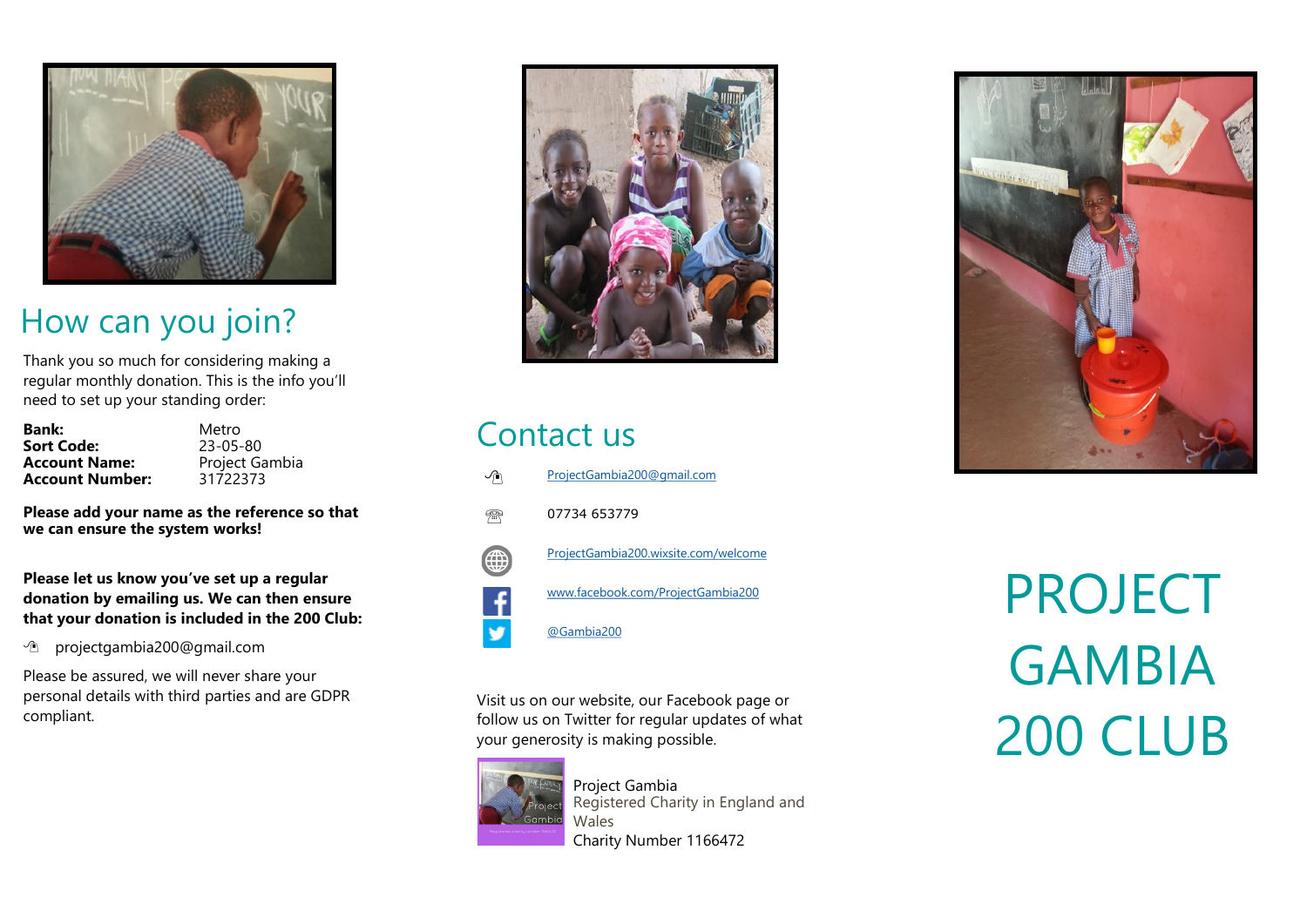## How can you join?

Thank you so much for considering making a regular monthly donation. This is the info you'll need to set up your standing order:

| | |
|---|---|
| **Bank:** | Metro |
| **Sort Code:** | 23-05-80 |
| **Account Name:** | Project Gambia |
| **Account Number:** | 31722373 |

**Please add your name as the reference so that we can ensure the system works!**

**Please let us know you've set up a regular donation by emailing us. We can then ensure that your donation is included in the 200 Club:**

projectgambia200@gmail.com

Please be assured, we will never share your personal details with third parties and are GDPR compliant.

## Contact us

ProjectGambia200@gmail.com

07734 653779

ProjectGambia200.wixsite.com/welcome

www.facebook.com/ProjectGambia200

@Gambia200

Visit us on our website, our Facebook page or follow us on Twitter for regular updates of what your generosity is making possible.

Project Gambia
Registered Charity in England and Wales
Charity Number 1166472

# PROJECT GAMBIA 200 CLUB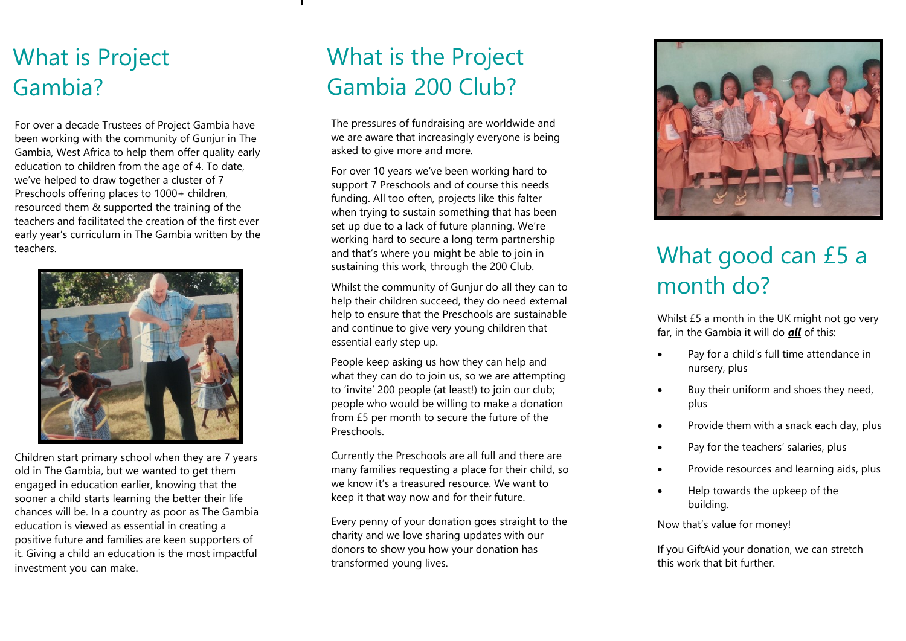# What is Project Gambia?

For over a decade Trustees of Project Gambia have been working with the community of Gunjur in The Gambia, West Africa to help them offer quality early education to children from the age of 4. To date, we've helped to draw together a cluster of 7 Preschools offering places to 1000+ children, resourced them & supported the training of the teachers and facilitated the creation of the first ever early year's curriculum in The Gambia written by the teachers.

Children start primary school when they are 7 years old in The Gambia, but we wanted to get them engaged in education earlier, knowing that the sooner a child starts learning the better their life chances will be. In a country as poor as The Gambia education is viewed as essential in creating a positive future and families are keen supporters of it. Giving a child an education is the most impactful investment you can make.

# What is the Project Gambia 200 Club?

The pressures of fundraising are worldwide and we are aware that increasingly everyone is being asked to give more and more.

For over 10 years we've been working hard to support 7 Preschools and of course this needs funding. All too often, projects like this falter when trying to sustain something that has been set up due to a lack of future planning. We're working hard to secure a long term partnership and that's where you might be able to join in sustaining this work, through the 200 Club.

Whilst the community of Gunjur do all they can to help their children succeed, they do need external help to ensure that the Preschools are sustainable and continue to give very young children that essential early step up.

People keep asking us how they can help and what they can do to join us, so we are attempting to 'invite' 200 people (at least!) to join our club; people who would be willing to make a donation from £5 per month to secure the future of the Preschools.

Currently the Preschools are all full and there are many families requesting a place for their child, so we know it's a treasured resource. We want to keep it that way now and for their future.

Every penny of your donation goes straight to the charity and we love sharing updates with our donors to show you how your donation has transformed young lives.

# What good can £5 a month do?

Whilst £5 a month in the UK might not go very far, in the Gambia it will do ***all*** of this:

- Pay for a child's full time attendance in nursery, plus
- Buy their uniform and shoes they need, plus
- Provide them with a snack each day, plus
- Pay for the teachers' salaries, plus
- Provide resources and learning aids, plus
- Help towards the upkeep of the building.

Now that's value for money!

If you GiftAid your donation, we can stretch this work that bit further.